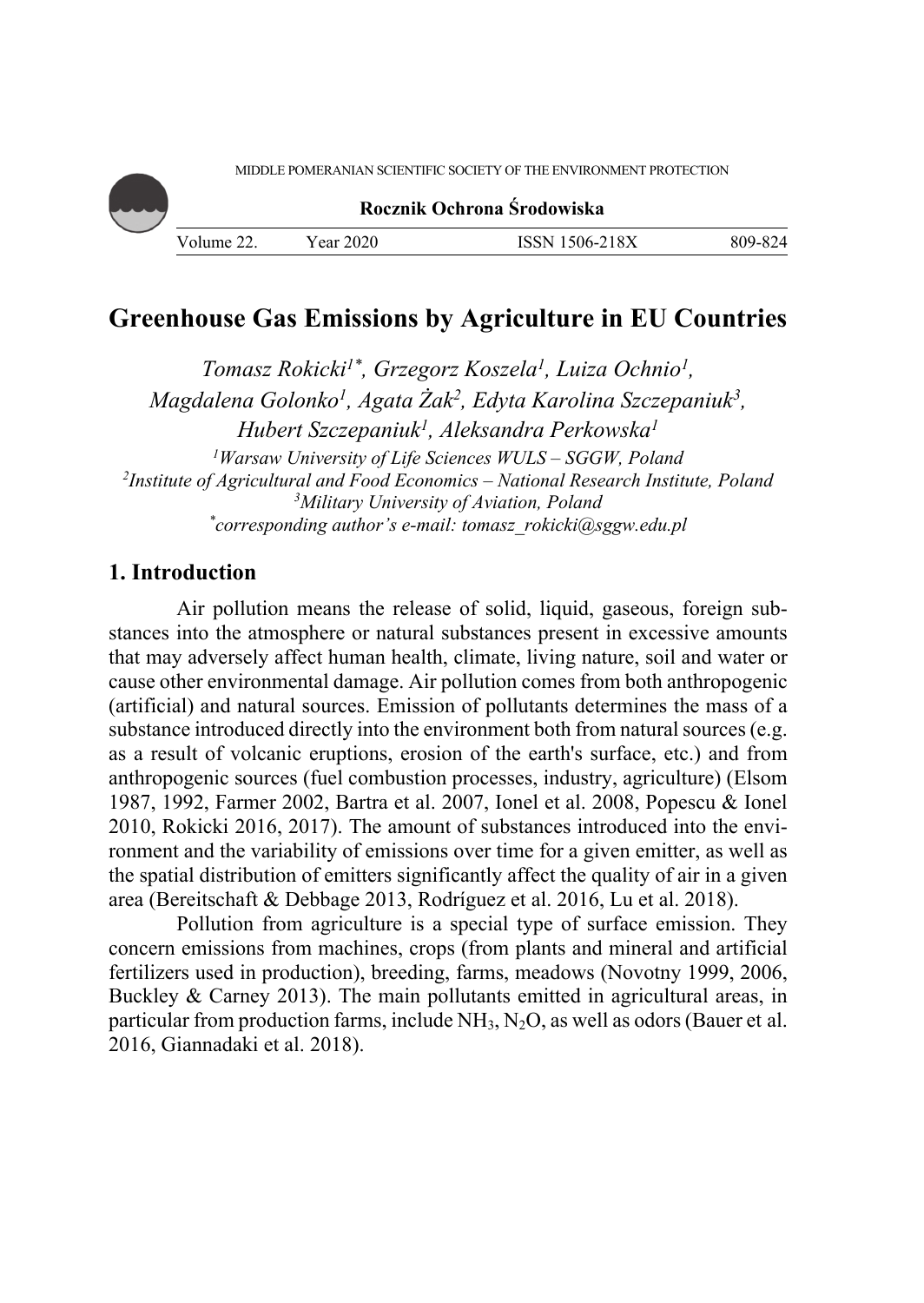# Greenhouse Gas Emissions by Agriculture in EU Countries

*Tomasz Rokicki[1*], Grzegorz Koszela[1], Luiza Ochnio[1], Magdalena Golonko[1], Agata Żak[2], Edyta Karolina Szczepaniuk[3], Hubert Szczepaniuk[1], Aleksandra Perkowska[1]*

[1]*Warsaw University of Life Sciences WULS – SGGW, Poland*
[2]*Institute of Agricultural and Food Economics – National Research Institute, Poland*
[3]*Military University of Aviation, Poland*
[*]*corresponding author's e-mail: tomasz_rokicki@sggw.edu.pl*

## 1. Introduction

Air pollution means the release of solid, liquid, gaseous, foreign substances into the atmosphere or natural substances present in excessive amounts that may adversely affect human health, climate, living nature, soil and water or cause other environmental damage. Air pollution comes from both anthropogenic (artificial) and natural sources. Emission of pollutants determines the mass of a substance introduced directly into the environment both from natural sources (e.g. as a result of volcanic eruptions, erosion of the earth's surface, etc.) and from anthropogenic sources (fuel combustion processes, industry, agriculture) (Elsom 1987, 1992, Farmer 2002, Bartra et al. 2007, Ionel et al. 2008, Popescu & Ionel 2010, Rokicki 2016, 2017). The amount of substances introduced into the environment and the variability of emissions over time for a given emitter, as well as the spatial distribution of emitters significantly affect the quality of air in a given area (Bereitschaft & Debbage 2013, Rodríguez et al. 2016, Lu et al. 2018).

Pollution from agriculture is a special type of surface emission. They concern emissions from machines, crops (from plants and mineral and artificial fertilizers used in production), breeding, farms, meadows (Novotny 1999, 2006, Buckley & Carney 2013). The main pollutants emitted in agricultural areas, in particular from production farms, include $NH_3$, $N_2O$, as well as odors (Bauer et al. 2016, Giannadaki et al. 2018).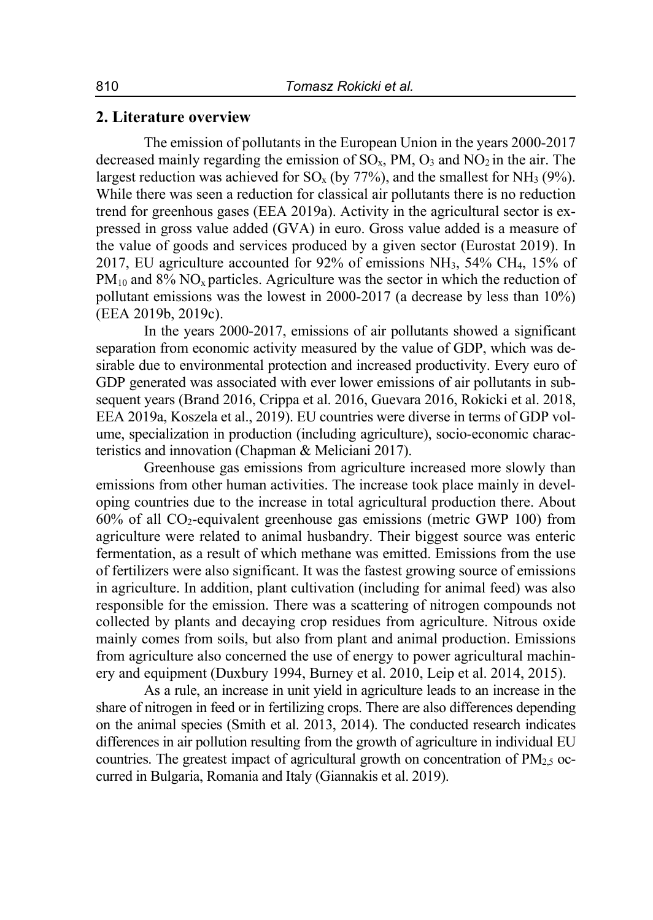## 2. Literature overview

The emission of pollutants in the European Union in the years 2000-2017 decreased mainly regarding the emission of $SO_x$, PM, $O_3$ and $NO_2$ in the air. The largest reduction was achieved for $SO_x$ (by 77%), and the smallest for $NH_3$ (9%). While there was seen a reduction for classical air pollutants there is no reduction trend for greenhous gases (EEA 2019a). Activity in the agricultural sector is expressed in gross value added (GVA) in euro. Gross value added is a measure of the value of goods and services produced by a given sector (Eurostat 2019). In 2017, EU agriculture accounted for 92% of emissions $NH_3$, 54% $CH_4$, 15% of $PM_{10}$ and 8% $NO_x$ particles. Agriculture was the sector in which the reduction of pollutant emissions was the lowest in 2000-2017 (a decrease by less than 10%) (EEA 2019b, 2019c).

In the years 2000-2017, emissions of air pollutants showed a significant separation from economic activity measured by the value of GDP, which was desirable due to environmental protection and increased productivity. Every euro of GDP generated was associated with ever lower emissions of air pollutants in subsequent years (Brand 2016, Crippa et al. 2016, Guevara 2016, Rokicki et al. 2018, EEA 2019a, Koszela et al., 2019). EU countries were diverse in terms of GDP volume, specialization in production (including agriculture), socio-economic characteristics and innovation (Chapman & Meliciani 2017).

Greenhouse gas emissions from agriculture increased more slowly than emissions from other human activities. The increase took place mainly in developing countries due to the increase in total agricultural production there. About 60% of all $CO_2$-equivalent greenhouse gas emissions (metric GWP 100) from agriculture were related to animal husbandry. Their biggest source was enteric fermentation, as a result of which methane was emitted. Emissions from the use of fertilizers were also significant. It was the fastest growing source of emissions in agriculture. In addition, plant cultivation (including for animal feed) was also responsible for the emission. There was a scattering of nitrogen compounds not collected by plants and decaying crop residues from agriculture. Nitrous oxide mainly comes from soils, but also from plant and animal production. Emissions from agriculture also concerned the use of energy to power agricultural machinery and equipment (Duxbury 1994, Burney et al. 2010, Leip et al. 2014, 2015).

As a rule, an increase in unit yield in agriculture leads to an increase in the share of nitrogen in feed or in fertilizing crops. There are also differences depending on the animal species (Smith et al. 2013, 2014). The conducted research indicates differences in air pollution resulting from the growth of agriculture in individual EU countries. The greatest impact of agricultural growth on concentration of $PM_{2,5}$ occurred in Bulgaria, Romania and Italy (Giannakis et al. 2019).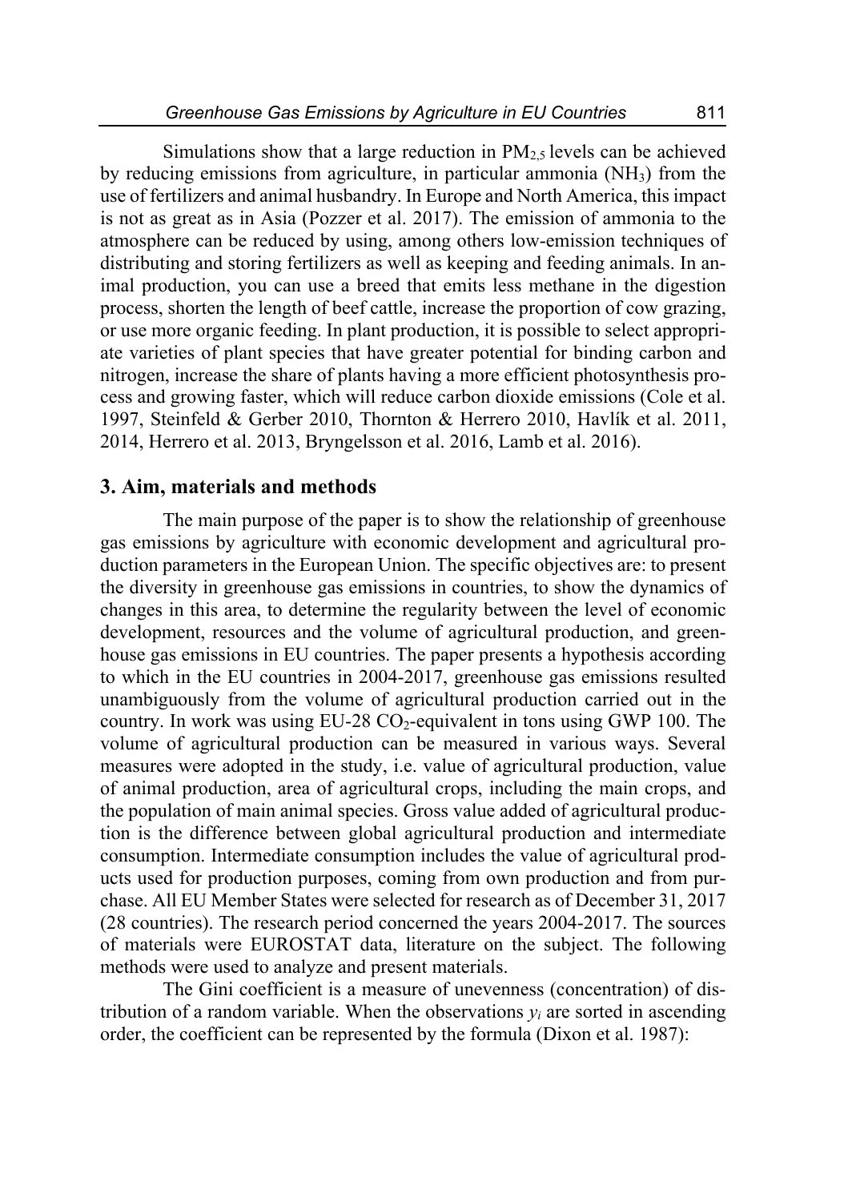Simulations show that a large reduction in $PM_{2,5}$ levels can be achieved by reducing emissions from agriculture, in particular ammonia ($NH_3$) from the use of fertilizers and animal husbandry. In Europe and North America, this impact is not as great as in Asia (Pozzer et al. 2017). The emission of ammonia to the atmosphere can be reduced by using, among others low-emission techniques of distributing and storing fertilizers as well as keeping and feeding animals. In animal production, you can use a breed that emits less methane in the digestion process, shorten the length of beef cattle, increase the proportion of cow grazing, or use more organic feeding. In plant production, it is possible to select appropriate varieties of plant species that have greater potential for binding carbon and nitrogen, increase the share of plants having a more efficient photosynthesis process and growing faster, which will reduce carbon dioxide emissions (Cole et al. 1997, Steinfeld & Gerber 2010, Thornton & Herrero 2010, Havlík et al. 2011, 2014, Herrero et al. 2013, Bryngelsson et al. 2016, Lamb et al. 2016).

## 3. Aim, materials and methods

The main purpose of the paper is to show the relationship of greenhouse gas emissions by agriculture with economic development and agricultural production parameters in the European Union. The specific objectives are: to present the diversity in greenhouse gas emissions in countries, to show the dynamics of changes in this area, to determine the regularity between the level of economic development, resources and the volume of agricultural production, and greenhouse gas emissions in EU countries. The paper presents a hypothesis according to which in the EU countries in 2004-2017, greenhouse gas emissions resulted unambiguously from the volume of agricultural production carried out in the country. In work was using EU-28 $CO_2$-equivalent in tons using GWP 100. The volume of agricultural production can be measured in various ways. Several measures were adopted in the study, i.e. value of agricultural production, value of animal production, area of agricultural crops, including the main crops, and the population of main animal species. Gross value added of agricultural production is the difference between global agricultural production and intermediate consumption. Intermediate consumption includes the value of agricultural products used for production purposes, coming from own production and from purchase. All EU Member States were selected for research as of December 31, 2017 (28 countries). The research period concerned the years 2004-2017. The sources of materials were EUROSTAT data, literature on the subject. The following methods were used to analyze and present materials.

The Gini coefficient is a measure of unevenness (concentration) of distribution of a random variable. When the observations $y_i$ are sorted in ascending order, the coefficient can be represented by the formula (Dixon et al. 1987):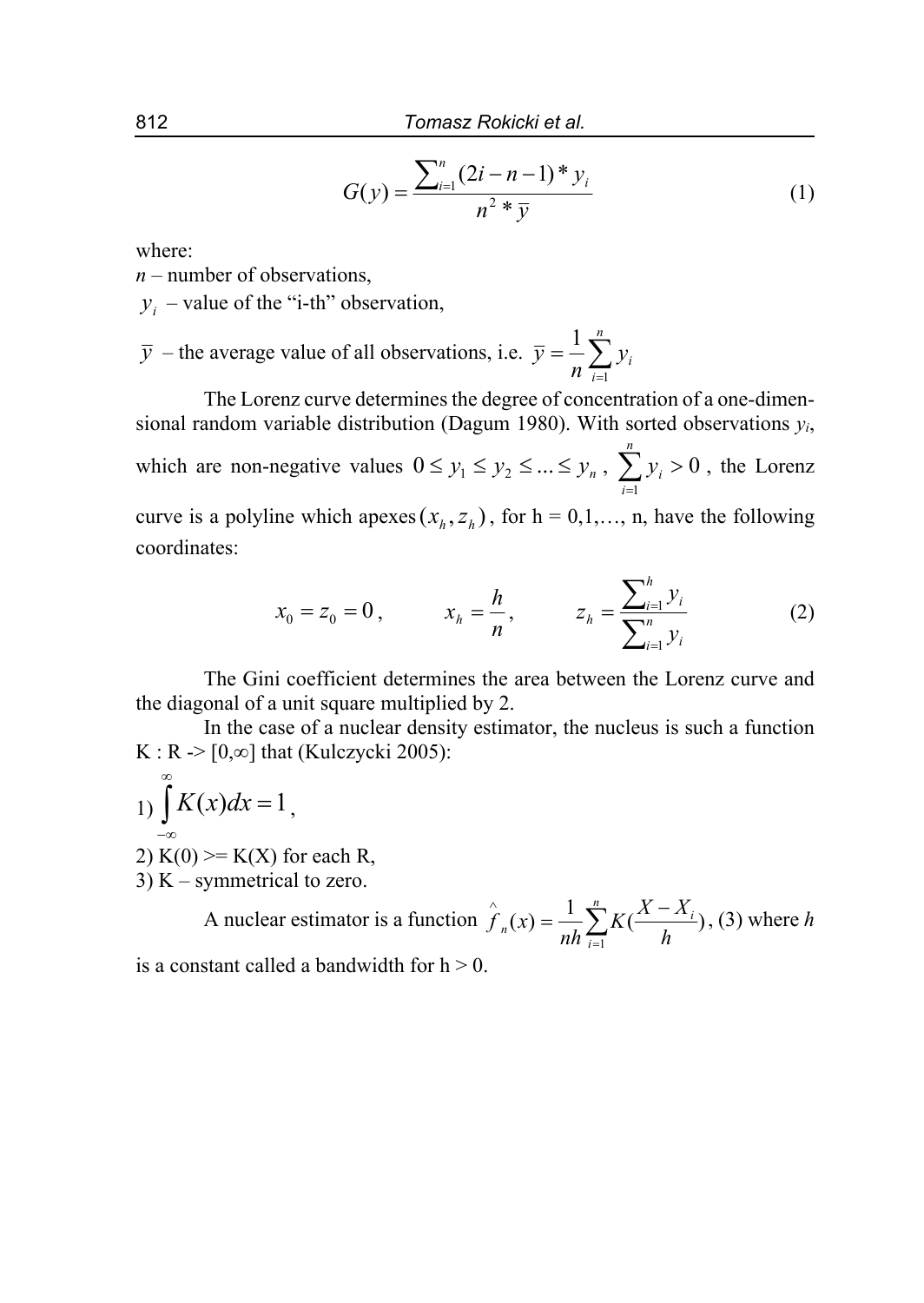$$G(y) = \frac{\sum_{i=1}^{n} (2i - n - 1) * y_i}{n^2 * \overline{y}} \tag{1}$$

where:

$n$ – number of observations,

$y_i$ – value of the "i-th" observation,

$\overline{y}$ – the average value of all observations, i.e. $\overline{y} = \frac{1}{n}\sum_{i=1}^{n} y_i$

The Lorenz curve determines the degree of concentration of a one-dimensional random variable distribution (Dagum 1980). With sorted observations $y_i$, which are non-negative values $0 \leq y_1 \leq y_2 \leq ... \leq y_n$, $\sum_{i=1}^{n} y_i > 0$, the Lorenz curve is a polyline which apexes $(x_h, z_h)$, for h = 0,1,…, n, have the following coordinates:

$$x_0 = z_0 = 0, \qquad x_h = \frac{h}{n}, \qquad z_h = \frac{\sum_{i=1}^{h} y_i}{\sum_{i=1}^{n} y_i} \tag{2}$$

The Gini coefficient determines the area between the Lorenz curve and the diagonal of a unit square multiplied by 2.

In the case of a nuclear density estimator, the nucleus is such a function K : R -> [0,∞] that (Kulczycki 2005):

1) $\int_{-\infty}^{\infty} K(x)dx = 1$,

2) K(0) >= K(X) for each R,

3) K – symmetrical to zero.

A nuclear estimator is a function $\hat{f}_n(x) = \frac{1}{nh}\sum_{i=1}^{n} K(\frac{X - X_i}{h})$, (3) where $h$ is a constant called a bandwidth for h > 0.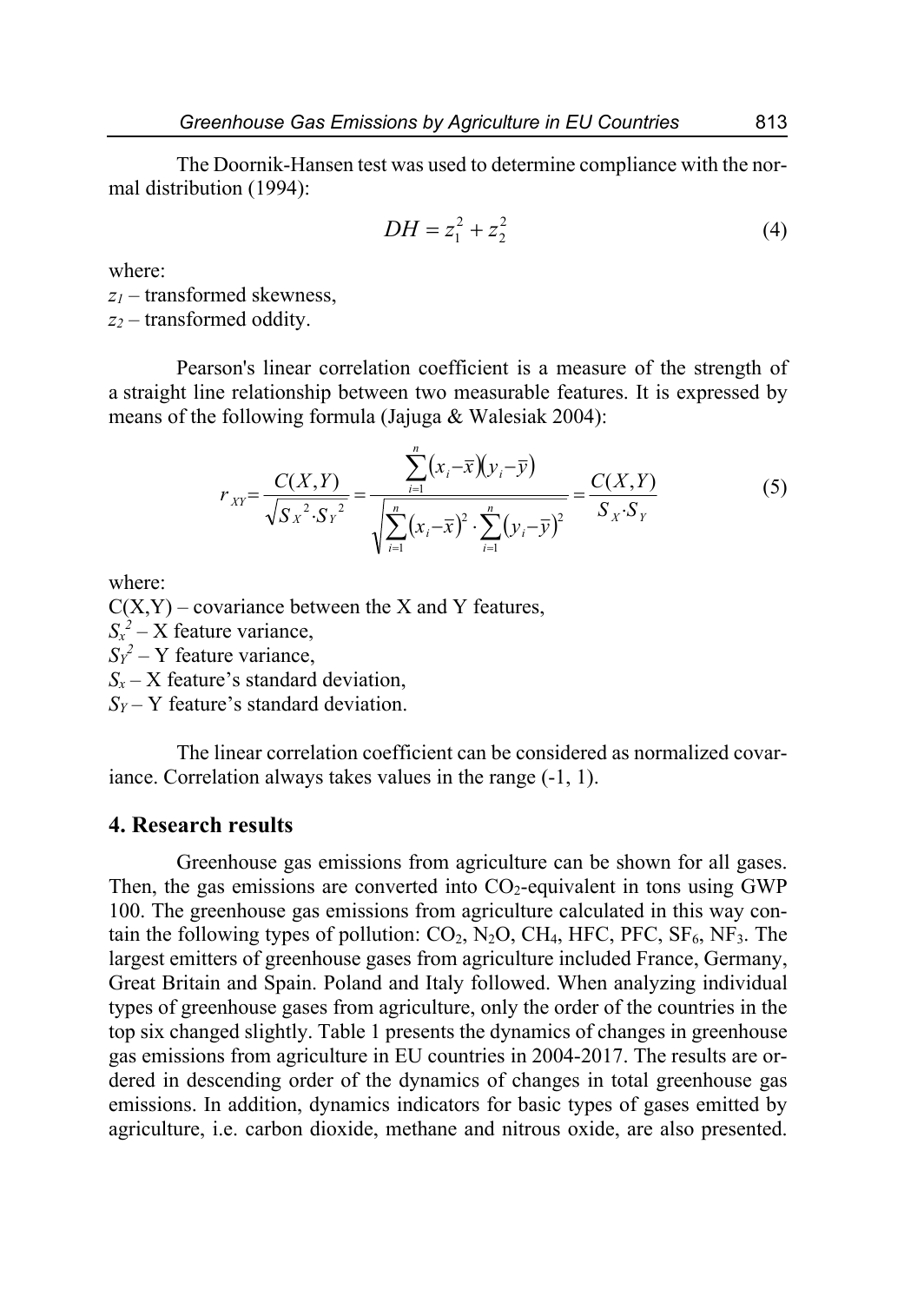The Doornik-Hansen test was used to determine compliance with the normal distribution (1994):

$$DH = z_1^2 + z_2^2 \tag{4}$$

where:
$z_1$ – transformed skewness,
$z_2$ – transformed oddity.

Pearson's linear correlation coefficient is a measure of the strength of a straight line relationship between two measurable features. It is expressed by means of the following formula (Jajuga & Walesiak 2004):

$$r_{XY} = \frac{C(X,Y)}{\sqrt{S_X{}^2 \cdot S_Y{}^2}} = \frac{\sum_{i=1}^{n}(x_i - \bar{x})(y_i - \bar{y})}{\sqrt{\sum_{i=1}^{n}(x_i - \bar{x})^2 \cdot \sum_{i=1}^{n}(y_i - \bar{y})^2}} = \frac{C(X,Y)}{S_X \cdot S_Y} \tag{5}$$

where:
$C(X,Y)$ – covariance between the X and Y features,
$S_x^2$ – X feature variance,
$S_Y^2$ – Y feature variance,
$S_x$ – X feature's standard deviation,
$S_Y$ – Y feature's standard deviation.

The linear correlation coefficient can be considered as normalized covariance. Correlation always takes values in the range (-1, 1).

## 4. Research results

Greenhouse gas emissions from agriculture can be shown for all gases. Then, the gas emissions are converted into $CO_2$-equivalent in tons using GWP 100. The greenhouse gas emissions from agriculture calculated in this way contain the following types of pollution: $CO_2$, $N_2O$, $CH_4$, HFC, PFC, $SF_6$, $NF_3$. The largest emitters of greenhouse gases from agriculture included France, Germany, Great Britain and Spain. Poland and Italy followed. When analyzing individual types of greenhouse gases from agriculture, only the order of the countries in the top six changed slightly. Table 1 presents the dynamics of changes in greenhouse gas emissions from agriculture in EU countries in 2004-2017. The results are ordered in descending order of the dynamics of changes in total greenhouse gas emissions. In addition, dynamics indicators for basic types of gases emitted by agriculture, i.e. carbon dioxide, methane and nitrous oxide, are also presented.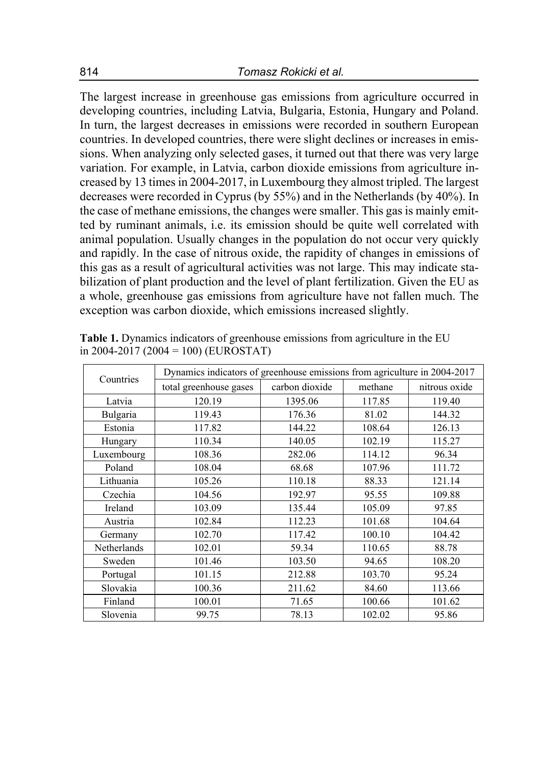The largest increase in greenhouse gas emissions from agriculture occurred in developing countries, including Latvia, Bulgaria, Estonia, Hungary and Poland. In turn, the largest decreases in emissions were recorded in southern European countries. In developed countries, there were slight declines or increases in emissions. When analyzing only selected gases, it turned out that there was very large variation. For example, in Latvia, carbon dioxide emissions from agriculture increased by 13 times in 2004-2017, in Luxembourg they almost tripled. The largest decreases were recorded in Cyprus (by 55%) and in the Netherlands (by 40%). In the case of methane emissions, the changes were smaller. This gas is mainly emitted by ruminant animals, i.e. its emission should be quite well correlated with animal population. Usually changes in the population do not occur very quickly and rapidly. In the case of nitrous oxide, the rapidity of changes in emissions of this gas as a result of agricultural activities was not large. This may indicate stabilization of plant production and the level of plant fertilization. Given the EU as a whole, greenhouse gas emissions from agriculture have not fallen much. The exception was carbon dioxide, which emissions increased slightly.

**Table 1.** Dynamics indicators of greenhouse emissions from agriculture in the EU in 2004-2017 (2004 = 100) (EUROSTAT)

| Countries | Dynamics indicators of greenhouse emissions from agriculture in 2004-2017 | | | |
|---|---|---|---|---|
| | total greenhouse gases | carbon dioxide | methane | nitrous oxide |
| Latvia | 120.19 | 1395.06 | 117.85 | 119.40 |
| Bulgaria | 119.43 | 176.36 | 81.02 | 144.32 |
| Estonia | 117.82 | 144.22 | 108.64 | 126.13 |
| Hungary | 110.34 | 140.05 | 102.19 | 115.27 |
| Luxembourg | 108.36 | 282.06 | 114.12 | 96.34 |
| Poland | 108.04 | 68.68 | 107.96 | 111.72 |
| Lithuania | 105.26 | 110.18 | 88.33 | 121.14 |
| Czechia | 104.56 | 192.97 | 95.55 | 109.88 |
| Ireland | 103.09 | 135.44 | 105.09 | 97.85 |
| Austria | 102.84 | 112.23 | 101.68 | 104.64 |
| Germany | 102.70 | 117.42 | 100.10 | 104.42 |
| Netherlands | 102.01 | 59.34 | 110.65 | 88.78 |
| Sweden | 101.46 | 103.50 | 94.65 | 108.20 |
| Portugal | 101.15 | 212.88 | 103.70 | 95.24 |
| Slovakia | 100.36 | 211.62 | 84.60 | 113.66 |
| Finland | 100.01 | 71.65 | 100.66 | 101.62 |
| Slovenia | 99.75 | 78.13 | 102.02 | 95.86 |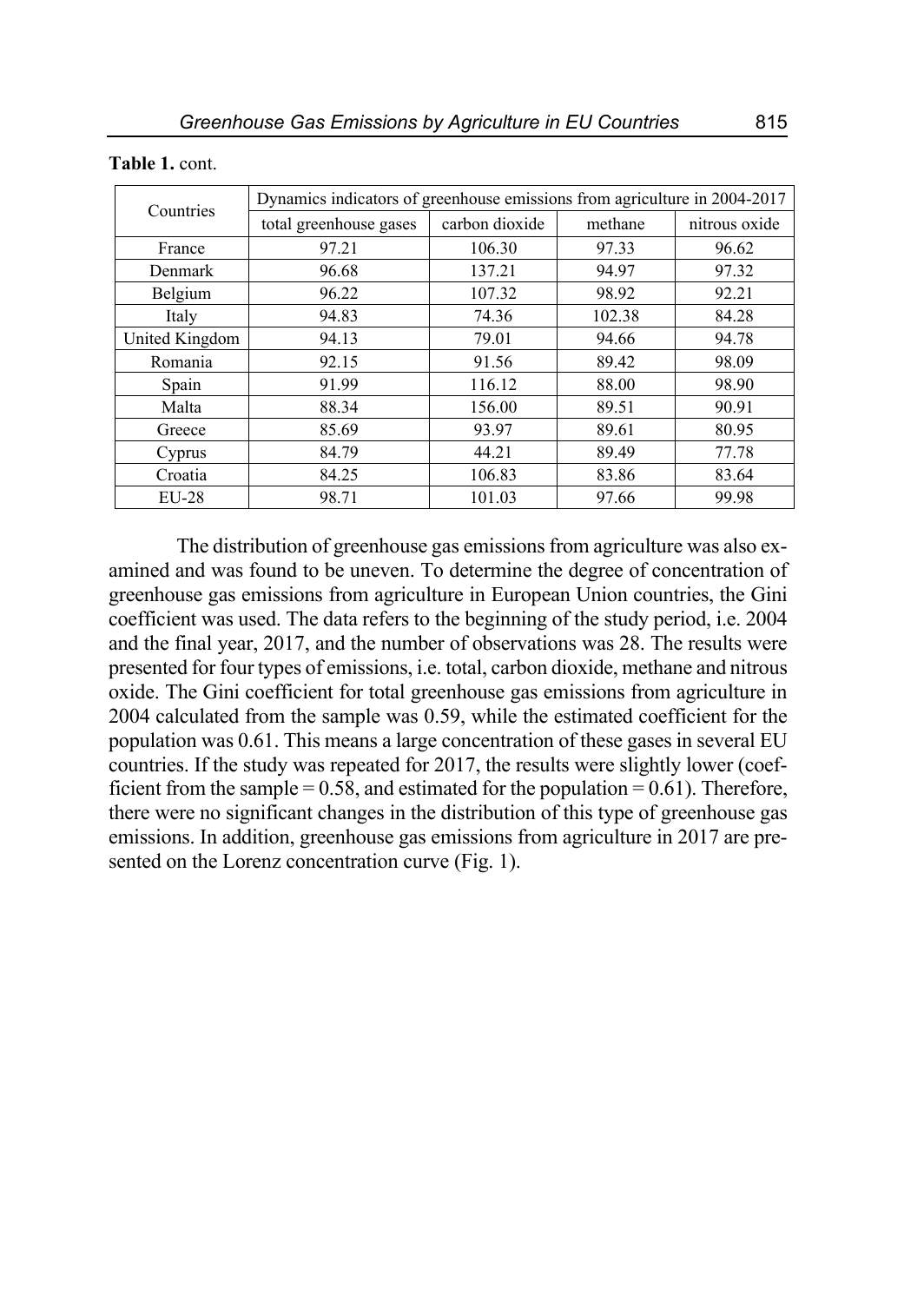**Table 1.** cont.

| Countries | Dynamics indicators of greenhouse emissions from agriculture in 2004-2017 | | | |
|---|---|---|---|---|
| | total greenhouse gases | carbon dioxide | methane | nitrous oxide |
| France | 97.21 | 106.30 | 97.33 | 96.62 |
| Denmark | 96.68 | 137.21 | 94.97 | 97.32 |
| Belgium | 96.22 | 107.32 | 98.92 | 92.21 |
| Italy | 94.83 | 74.36 | 102.38 | 84.28 |
| United Kingdom | 94.13 | 79.01 | 94.66 | 94.78 |
| Romania | 92.15 | 91.56 | 89.42 | 98.09 |
| Spain | 91.99 | 116.12 | 88.00 | 98.90 |
| Malta | 88.34 | 156.00 | 89.51 | 90.91 |
| Greece | 85.69 | 93.97 | 89.61 | 80.95 |
| Cyprus | 84.79 | 44.21 | 89.49 | 77.78 |
| Croatia | 84.25 | 106.83 | 83.86 | 83.64 |
| EU-28 | 98.71 | 101.03 | 97.66 | 99.98 |

The distribution of greenhouse gas emissions from agriculture was also examined and was found to be uneven. To determine the degree of concentration of greenhouse gas emissions from agriculture in European Union countries, the Gini coefficient was used. The data refers to the beginning of the study period, i.e. 2004 and the final year, 2017, and the number of observations was 28. The results were presented for four types of emissions, i.e. total, carbon dioxide, methane and nitrous oxide. The Gini coefficient for total greenhouse gas emissions from agriculture in 2004 calculated from the sample was 0.59, while the estimated coefficient for the population was 0.61. This means a large concentration of these gases in several EU countries. If the study was repeated for 2017, the results were slightly lower (coefficient from the sample = 0.58, and estimated for the population = 0.61). Therefore, there were no significant changes in the distribution of this type of greenhouse gas emissions. In addition, greenhouse gas emissions from agriculture in 2017 are presented on the Lorenz concentration curve (Fig. 1).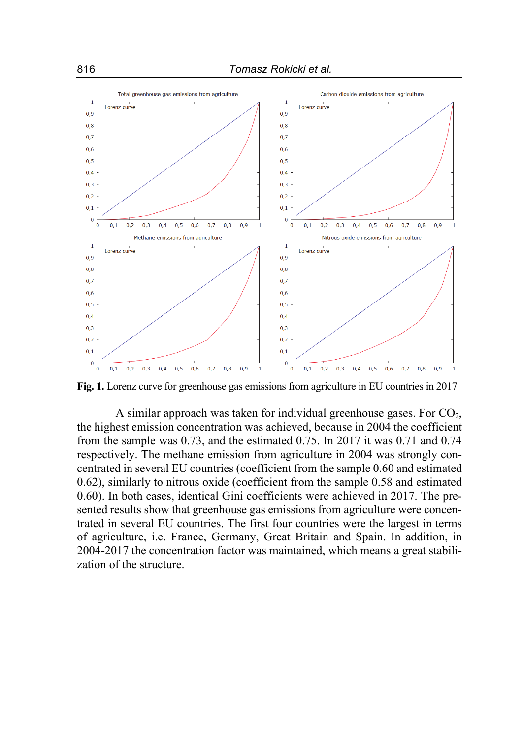**Fig. 1.** Lorenz curve for greenhouse gas emissions from agriculture in EU countries in 2017

A similar approach was taken for individual greenhouse gases. For $CO_2$, the highest emission concentration was achieved, because in 2004 the coefficient from the sample was 0.73, and the estimated 0.75. In 2017 it was 0.71 and 0.74 respectively. The methane emission from agriculture in 2004 was strongly concentrated in several EU countries (coefficient from the sample 0.60 and estimated 0.62), similarly to nitrous oxide (coefficient from the sample 0.58 and estimated 0.60). In both cases, identical Gini coefficients were achieved in 2017. The presented results show that greenhouse gas emissions from agriculture were concentrated in several EU countries. The first four countries were the largest in terms of agriculture, i.e. France, Germany, Great Britain and Spain. In addition, in 2004-2017 the concentration factor was maintained, which means a great stabilization of the structure.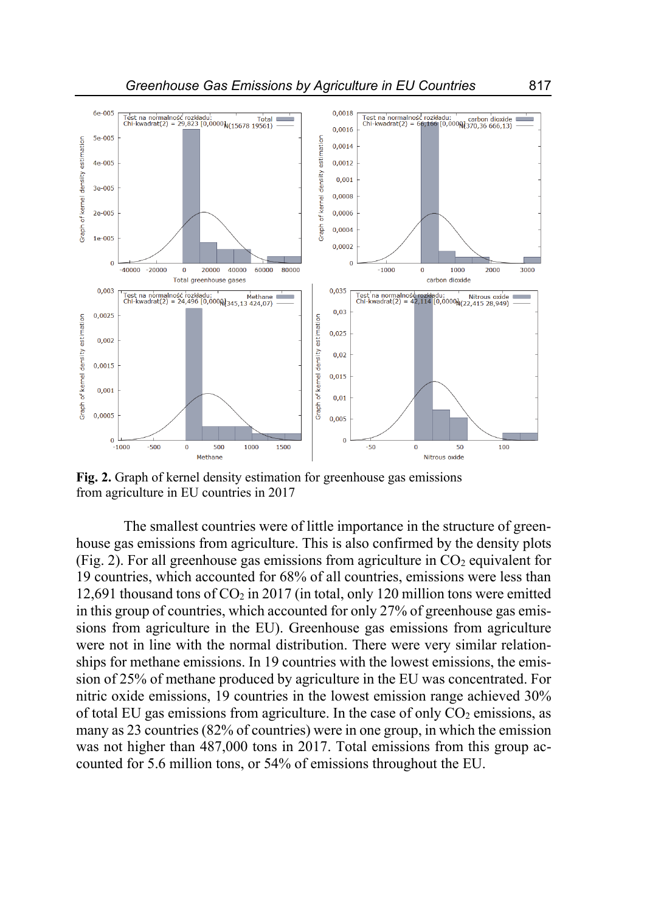**Fig. 2.** Graph of kernel density estimation for greenhouse gas emissions from agriculture in EU countries in 2017

The smallest countries were of little importance in the structure of greenhouse gas emissions from agriculture. This is also confirmed by the density plots (Fig. 2). For all greenhouse gas emissions from agriculture in $CO_2$ equivalent for 19 countries, which accounted for 68% of all countries, emissions were less than 12,691 thousand tons of $CO_2$ in 2017 (in total, only 120 million tons were emitted in this group of countries, which accounted for only 27% of greenhouse gas emissions from agriculture in the EU). Greenhouse gas emissions from agriculture were not in line with the normal distribution. There were very similar relationships for methane emissions. In 19 countries with the lowest emissions, the emission of 25% of methane produced by agriculture in the EU was concentrated. For nitric oxide emissions, 19 countries in the lowest emission range achieved 30% of total EU gas emissions from agriculture. In the case of only $CO_2$ emissions, as many as 23 countries (82% of countries) were in one group, in which the emission was not higher than 487,000 tons in 2017. Total emissions from this group accounted for 5.6 million tons, or 54% of emissions throughout the EU.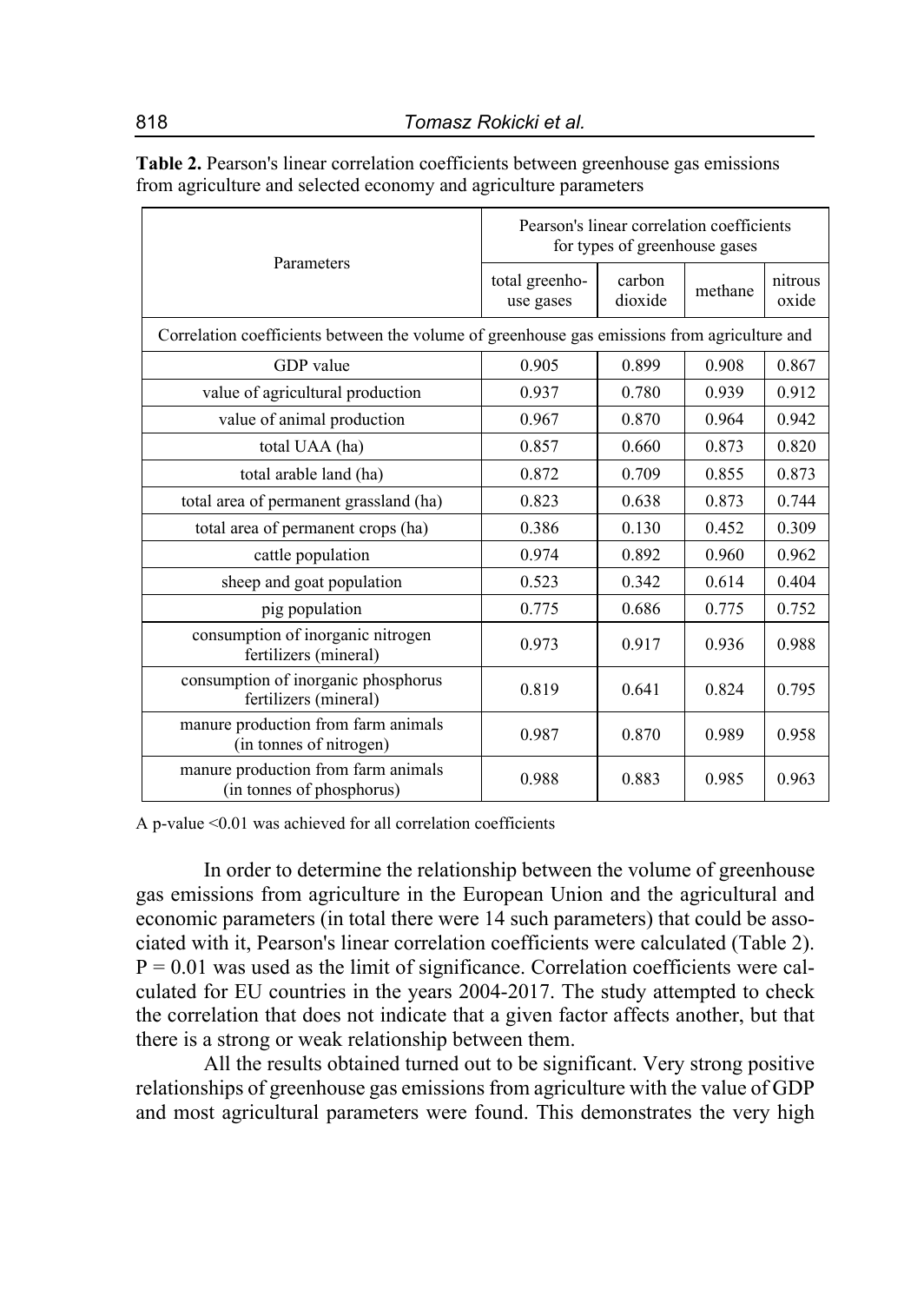**Table 2.** Pearson's linear correlation coefficients between greenhouse gas emissions from agriculture and selected economy and agriculture parameters

| Parameters | Pearson's linear correlation coefficients for types of greenhouse gases | | | |
|---|---|---|---|---|
| | total greenhouse gases | carbon dioxide | methane | nitrous oxide |
| Correlation coefficients between the volume of greenhouse gas emissions from agriculture and | | | | |
| GDP value | 0.905 | 0.899 | 0.908 | 0.867 |
| value of agricultural production | 0.937 | 0.780 | 0.939 | 0.912 |
| value of animal production | 0.967 | 0.870 | 0.964 | 0.942 |
| total UAA (ha) | 0.857 | 0.660 | 0.873 | 0.820 |
| total arable land (ha) | 0.872 | 0.709 | 0.855 | 0.873 |
| total area of permanent grassland (ha) | 0.823 | 0.638 | 0.873 | 0.744 |
| total area of permanent crops (ha) | 0.386 | 0.130 | 0.452 | 0.309 |
| cattle population | 0.974 | 0.892 | 0.960 | 0.962 |
| sheep and goat population | 0.523 | 0.342 | 0.614 | 0.404 |
| pig population | 0.775 | 0.686 | 0.775 | 0.752 |
| consumption of inorganic nitrogen fertilizers (mineral) | 0.973 | 0.917 | 0.936 | 0.988 |
| consumption of inorganic phosphorus fertilizers (mineral) | 0.819 | 0.641 | 0.824 | 0.795 |
| manure production from farm animals (in tonnes of nitrogen) | 0.987 | 0.870 | 0.989 | 0.958 |
| manure production from farm animals (in tonnes of phosphorus) | 0.988 | 0.883 | 0.985 | 0.963 |

A p-value <0.01 was achieved for all correlation coefficients

In order to determine the relationship between the volume of greenhouse gas emissions from agriculture in the European Union and the agricultural and economic parameters (in total there were 14 such parameters) that could be associated with it, Pearson's linear correlation coefficients were calculated (Table 2). $P = 0.01$ was used as the limit of significance. Correlation coefficients were calculated for EU countries in the years 2004-2017. The study attempted to check the correlation that does not indicate that a given factor affects another, but that there is a strong or weak relationship between them.

All the results obtained turned out to be significant. Very strong positive relationships of greenhouse gas emissions from agriculture with the value of GDP and most agricultural parameters were found. This demonstrates the very high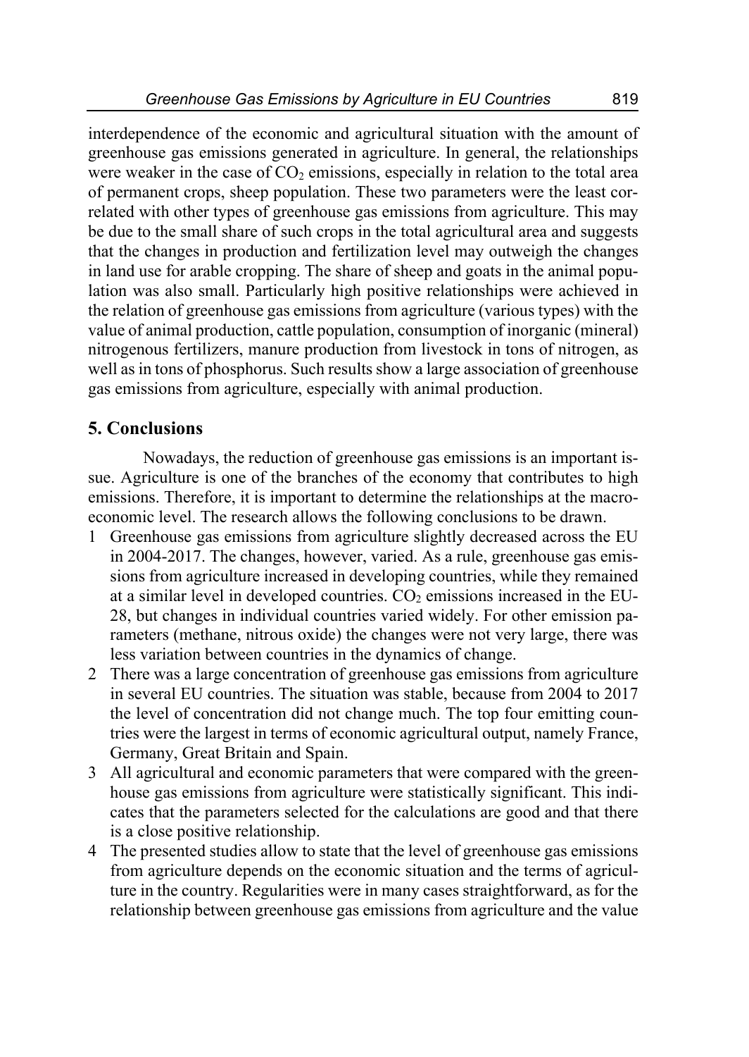interdependence of the economic and agricultural situation with the amount of greenhouse gas emissions generated in agriculture. In general, the relationships were weaker in the case of $CO_2$ emissions, especially in relation to the total area of permanent crops, sheep population. These two parameters were the least correlated with other types of greenhouse gas emissions from agriculture. This may be due to the small share of such crops in the total agricultural area and suggests that the changes in production and fertilization level may outweigh the changes in land use for arable cropping. The share of sheep and goats in the animal population was also small. Particularly high positive relationships were achieved in the relation of greenhouse gas emissions from agriculture (various types) with the value of animal production, cattle population, consumption of inorganic (mineral) nitrogenous fertilizers, manure production from livestock in tons of nitrogen, as well as in tons of phosphorus. Such results show a large association of greenhouse gas emissions from agriculture, especially with animal production.

## 5. Conclusions

Nowadays, the reduction of greenhouse gas emissions is an important issue. Agriculture is one of the branches of the economy that contributes to high emissions. Therefore, it is important to determine the relationships at the macroeconomic level. The research allows the following conclusions to be drawn.

1 Greenhouse gas emissions from agriculture slightly decreased across the EU in 2004-2017. The changes, however, varied. As a rule, greenhouse gas emissions from agriculture increased in developing countries, while they remained at a similar level in developed countries. $CO_2$ emissions increased in the EU-28, but changes in individual countries varied widely. For other emission parameters (methane, nitrous oxide) the changes were not very large, there was less variation between countries in the dynamics of change.

2 There was a large concentration of greenhouse gas emissions from agriculture in several EU countries. The situation was stable, because from 2004 to 2017 the level of concentration did not change much. The top four emitting countries were the largest in terms of economic agricultural output, namely France, Germany, Great Britain and Spain.

3 All agricultural and economic parameters that were compared with the greenhouse gas emissions from agriculture were statistically significant. This indicates that the parameters selected for the calculations are good and that there is a close positive relationship.

4 The presented studies allow to state that the level of greenhouse gas emissions from agriculture depends on the economic situation and the terms of agriculture in the country. Regularities were in many cases straightforward, as for the relationship between greenhouse gas emissions from agriculture and the value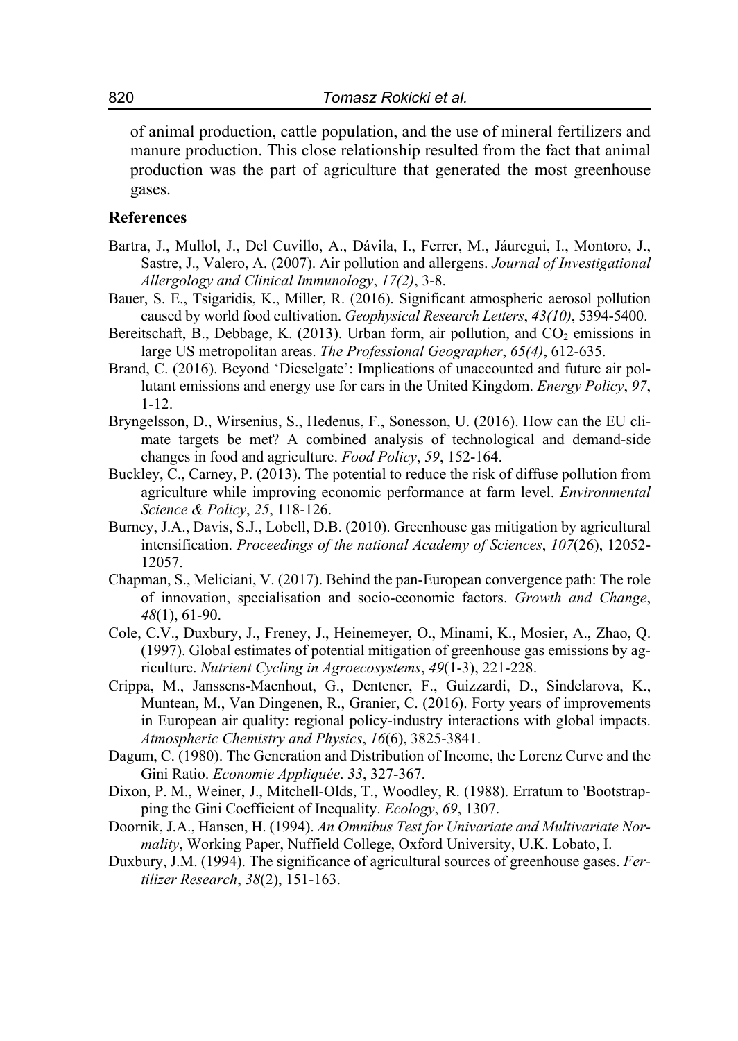of animal production, cattle population, and the use of mineral fertilizers and manure production. This close relationship resulted from the fact that animal production was the part of agriculture that generated the most greenhouse gases.

## References

Bartra, J., Mullol, J., Del Cuvillo, A., Dávila, I., Ferrer, M., Jáuregui, I., Montoro, J., Sastre, J., Valero, A. (2007). Air pollution and allergens. *Journal of Investigational Allergology and Clinical Immunology*, *17(2)*, 3-8.

Bauer, S. E., Tsigaridis, K., Miller, R. (2016). Significant atmospheric aerosol pollution caused by world food cultivation. *Geophysical Research Letters*, *43(10)*, 5394-5400.

Bereitschaft, B., Debbage, K. (2013). Urban form, air pollution, and $CO_2$ emissions in large US metropolitan areas. *The Professional Geographer*, *65(4)*, 612-635.

Brand, C. (2016). Beyond 'Dieselgate': Implications of unaccounted and future air pollutant emissions and energy use for cars in the United Kingdom. *Energy Policy*, *97*, 1-12.

Bryngelsson, D., Wirsenius, S., Hedenus, F., Sonesson, U. (2016). How can the EU climate targets be met? A combined analysis of technological and demand-side changes in food and agriculture. *Food Policy*, *59*, 152-164.

Buckley, C., Carney, P. (2013). The potential to reduce the risk of diffuse pollution from agriculture while improving economic performance at farm level. *Environmental Science & Policy*, *25*, 118-126.

Burney, J.A., Davis, S.J., Lobell, D.B. (2010). Greenhouse gas mitigation by agricultural intensification. *Proceedings of the national Academy of Sciences*, *107*(26), 12052-12057.

Chapman, S., Meliciani, V. (2017). Behind the pan-European convergence path: The role of innovation, specialisation and socio-economic factors. *Growth and Change*, *48*(1), 61-90.

Cole, C.V., Duxbury, J., Freney, J., Heinemeyer, O., Minami, K., Mosier, A., Zhao, Q. (1997). Global estimates of potential mitigation of greenhouse gas emissions by agriculture. *Nutrient Cycling in Agroecosystems*, *49*(1-3), 221-228.

Crippa, M., Janssens-Maenhout, G., Dentener, F., Guizzardi, D., Sindelarova, K., Muntean, M., Van Dingenen, R., Granier, C. (2016). Forty years of improvements in European air quality: regional policy-industry interactions with global impacts. *Atmospheric Chemistry and Physics*, *16*(6), 3825-3841.

Dagum, C. (1980). The Generation and Distribution of Income, the Lorenz Curve and the Gini Ratio. *Economie Appliquée*. *33*, 327-367.

Dixon, P. M., Weiner, J., Mitchell-Olds, T., Woodley, R. (1988). Erratum to 'Bootstrapping the Gini Coefficient of Inequality. *Ecology*, *69*, 1307.

Doornik, J.A., Hansen, H. (1994). *An Omnibus Test for Univariate and Multivariate Normality*, Working Paper, Nuffield College, Oxford University, U.K. Lobato, I.

Duxbury, J.M. (1994). The significance of agricultural sources of greenhouse gases. *Fertilizer Research*, *38*(2), 151-163.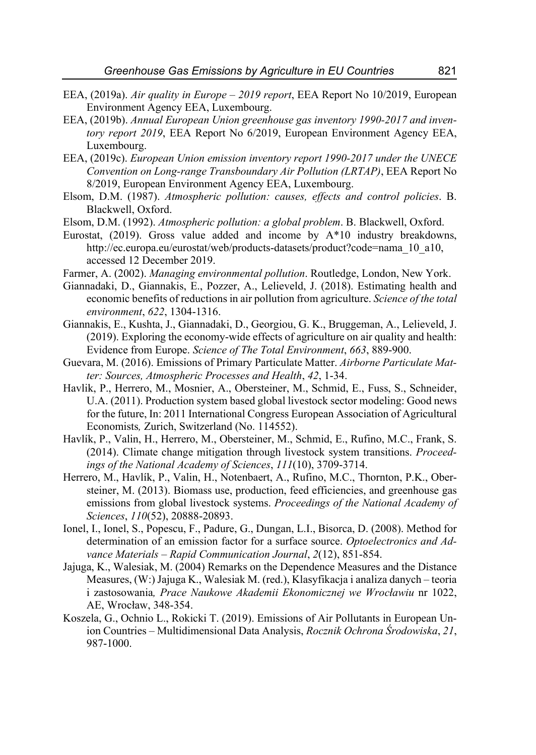EEA, (2019a). *Air quality in Europe – 2019 report*, EEA Report No 10/2019, European Environment Agency EEA, Luxembourg.

EEA, (2019b). *Annual European Union greenhouse gas inventory 1990-2017 and inventory report 2019*, EEA Report No 6/2019, European Environment Agency EEA, Luxembourg.

EEA, (2019c). *European Union emission inventory report 1990-2017 under the UNECE Convention on Long-range Transboundary Air Pollution (LRTAP)*, EEA Report No 8/2019, European Environment Agency EEA, Luxembourg.

Elsom, D.M. (1987). *Atmospheric pollution: causes, effects and control policies*. B. Blackwell, Oxford.

Elsom, D.M. (1992). *Atmospheric pollution: a global problem*. B. Blackwell, Oxford.

Eurostat, (2019). Gross value added and income by A*10 industry breakdowns, http://ec.europa.eu/eurostat/web/products-datasets/product?code=nama_10_a10, accessed 12 December 2019.

Farmer, A. (2002). *Managing environmental pollution*. Routledge, London, New York.

Giannadaki, D., Giannakis, E., Pozzer, A., Lelieveld, J. (2018). Estimating health and economic benefits of reductions in air pollution from agriculture. *Science of the total environment*, *622*, 1304-1316.

Giannakis, E., Kushta, J., Giannadaki, D., Georgiou, G. K., Bruggeman, A., Lelieveld, J. (2019). Exploring the economy-wide effects of agriculture on air quality and health: Evidence from Europe. *Science of The Total Environment*, *663*, 889-900.

Guevara, M. (2016). Emissions of Primary Particulate Matter. *Airborne Particulate Matter: Sources, Atmospheric Processes and Health*, *42*, 1-34.

Havlik, P., Herrero, M., Mosnier, A., Obersteiner, M., Schmid, E., Fuss, S., Schneider, U.A. (2011). Production system based global livestock sector modeling: Good news for the future, In: 2011 International Congress European Association of Agricultural Economists*,* Zurich, Switzerland (No. 114552).

Havlík, P., Valin, H., Herrero, M., Obersteiner, M., Schmid, E., Rufino, M.C., Frank, S. (2014). Climate change mitigation through livestock system transitions. *Proceedings of the National Academy of Sciences*, *111*(10), 3709-3714.

Herrero, M., Havlík, P., Valin, H., Notenbaert, A., Rufino, M.C., Thornton, P.K., Obersteiner, M. (2013). Biomass use, production, feed efficiencies, and greenhouse gas emissions from global livestock systems. *Proceedings of the National Academy of Sciences*, *110*(52), 20888-20893.

Ionel, I., Ionel, S., Popescu, F., Padure, G., Dungan, L.I., Bisorca, D. (2008). Method for determination of an emission factor for a surface source. *Optoelectronics and Advance Materials – Rapid Communication Journal*, *2*(12), 851-854.

Jajuga, K., Walesiak, M. (2004) Remarks on the Dependence Measures and the Distance Measures, (W:) Jajuga K., Walesiak M. (red.), Klasyfikacja i analiza danych – teoria i zastosowania*, Prace Naukowe Akademii Ekonomicznej we Wrocławiu* nr 1022, AE, Wrocław, 348-354.

Koszela, G., Ochnio L., Rokicki T. (2019). Emissions of Air Pollutants in European Union Countries – Multidimensional Data Analysis, *Rocznik Ochrona Środowiska*, *21*, 987-1000.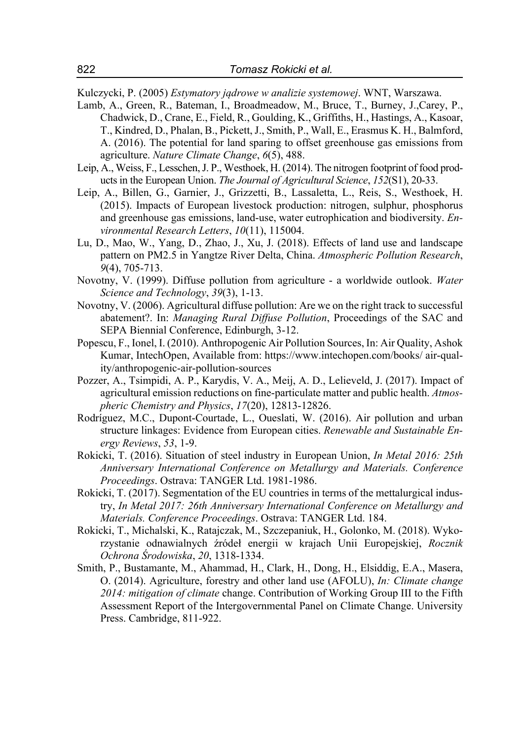Kulczycki, P. (2005) *Estymatory jądrowe w analizie systemowej*. WNT, Warszawa.

Lamb, A., Green, R., Bateman, I., Broadmeadow, M., Bruce, T., Burney, J.,Carey, P., Chadwick, D., Crane, E., Field, R., Goulding, K., Griffiths, H., Hastings, A., Kasoar, T., Kindred, D., Phalan, B., Pickett, J., Smith, P., Wall, E., Erasmus K. H., Balmford, A. (2016). The potential for land sparing to offset greenhouse gas emissions from agriculture. *Nature Climate Change*, *6*(5), 488.

Leip, A., Weiss, F., Lesschen, J. P., Westhoek, H. (2014). The nitrogen footprint of food products in the European Union. *The Journal of Agricultural Science*, *152*(S1), 20-33.

Leip, A., Billen, G., Garnier, J., Grizzetti, B., Lassaletta, L., Reis, S., Westhoek, H. (2015). Impacts of European livestock production: nitrogen, sulphur, phosphorus and greenhouse gas emissions, land-use, water eutrophication and biodiversity. *Environmental Research Letters*, *10*(11), 115004.

Lu, D., Mao, W., Yang, D., Zhao, J., Xu, J. (2018). Effects of land use and landscape pattern on PM2.5 in Yangtze River Delta, China. *Atmospheric Pollution Research*, *9*(4), 705-713.

Novotny, V. (1999). Diffuse pollution from agriculture - a worldwide outlook. *Water Science and Technology*, *39*(3), 1-13.

Novotny, V. (2006). Agricultural diffuse pollution: Are we on the right track to successful abatement?. In: *Managing Rural Diffuse Pollution*, Proceedings of the SAC and SEPA Biennial Conference, Edinburgh, 3-12.

Popescu, F., Ionel, I. (2010). Anthropogenic Air Pollution Sources, In: Air Quality, Ashok Kumar, IntechOpen, Available from: https://www.intechopen.com/books/ air-quality/anthropogenic-air-pollution-sources

Pozzer, A., Tsimpidi, A. P., Karydis, V. A., Meij, A. D., Lelieveld, J. (2017). Impact of agricultural emission reductions on fine-particulate matter and public health. *Atmospheric Chemistry and Physics*, *17*(20), 12813-12826.

Rodríguez, M.C., Dupont-Courtade, L., Oueslati, W. (2016). Air pollution and urban structure linkages: Evidence from European cities. *Renewable and Sustainable Energy Reviews*, *53*, 1-9.

Rokicki, T. (2016). Situation of steel industry in European Union, *In Metal 2016: 25th Anniversary International Conference on Metallurgy and Materials. Conference Proceedings*. Ostrava: TANGER Ltd. 1981-1986.

Rokicki, T. (2017). Segmentation of the EU countries in terms of the mettalurgical industry, *In Metal 2017: 26th Anniversary International Conference on Metallurgy and Materials. Conference Proceedings*. Ostrava: TANGER Ltd. 184.

Rokicki, T., Michalski, K., Ratajczak, M., Szczepaniuk, H., Golonko, M. (2018). Wykorzystanie odnawialnych źródeł energii w krajach Unii Europejskiej, *Rocznik Ochrona Środowiska*, *20*, 1318-1334.

Smith, P., Bustamante, M., Ahammad, H., Clark, H., Dong, H., Elsiddig, E.A., Masera, O. (2014). Agriculture, forestry and other land use (AFOLU), *In: Climate change 2014: mitigation of climate* change. Contribution of Working Group III to the Fifth Assessment Report of the Intergovernmental Panel on Climate Change. University Press. Cambridge, 811-922.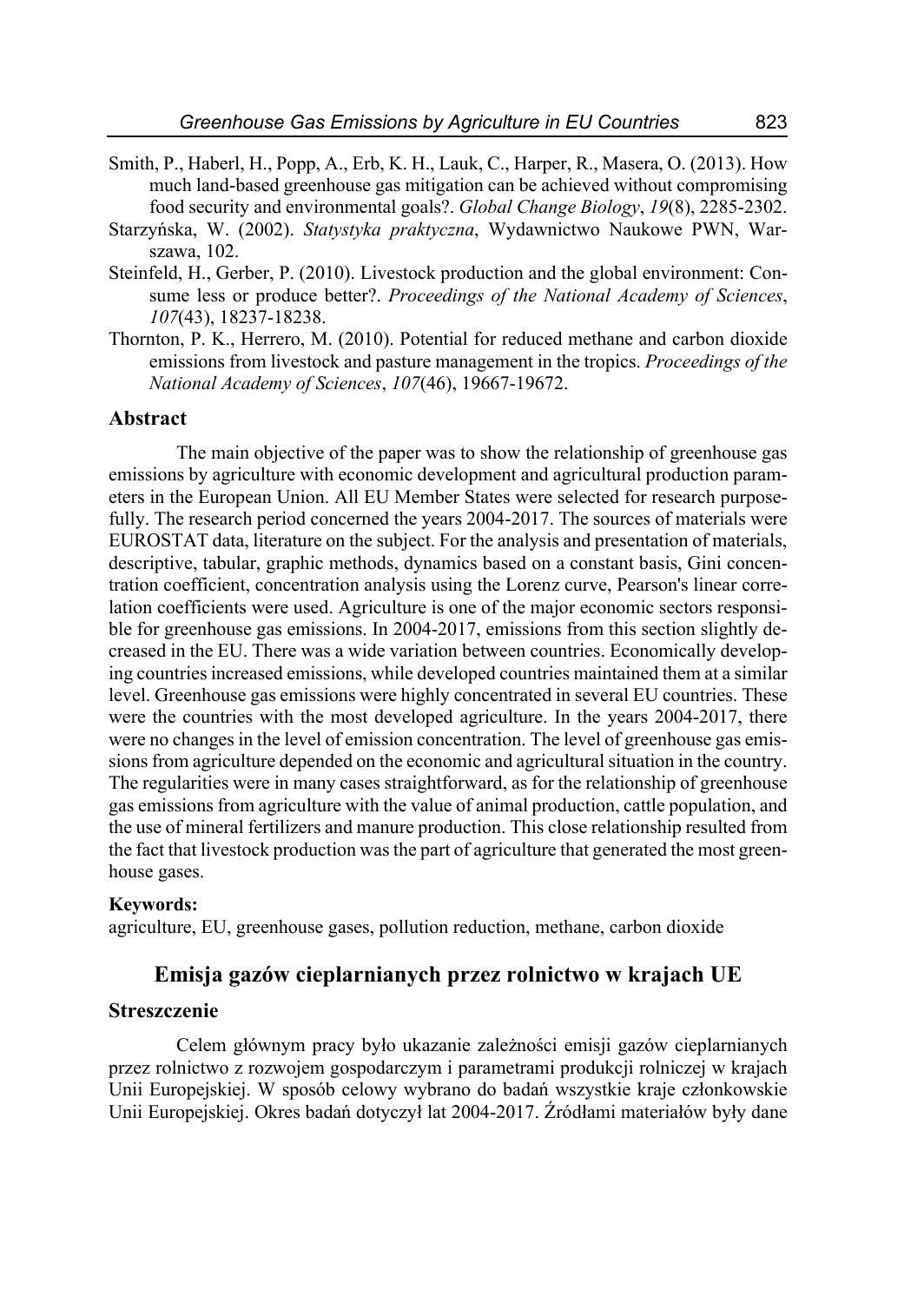Smith, P., Haberl, H., Popp, A., Erb, K. H., Lauk, C., Harper, R., Masera, O. (2013). How much land-based greenhouse gas mitigation can be achieved without compromising food security and environmental goals?. *Global Change Biology*, *19*(8), 2285-2302.

Starzyńska, W. (2002). *Statystyka praktyczna*, Wydawnictwo Naukowe PWN, Warszawa, 102.

Steinfeld, H., Gerber, P. (2010). Livestock production and the global environment: Consume less or produce better?. *Proceedings of the National Academy of Sciences*, *107*(43), 18237-18238.

Thornton, P. K., Herrero, M. (2010). Potential for reduced methane and carbon dioxide emissions from livestock and pasture management in the tropics. *Proceedings of the National Academy of Sciences*, *107*(46), 19667-19672.

## Abstract

The main objective of the paper was to show the relationship of greenhouse gas emissions by agriculture with economic development and agricultural production parameters in the European Union. All EU Member States were selected for research purposefully. The research period concerned the years 2004-2017. The sources of materials were EUROSTAT data, literature on the subject. For the analysis and presentation of materials, descriptive, tabular, graphic methods, dynamics based on a constant basis, Gini concentration coefficient, concentration analysis using the Lorenz curve, Pearson's linear correlation coefficients were used. Agriculture is one of the major economic sectors responsible for greenhouse gas emissions. In 2004-2017, emissions from this section slightly decreased in the EU. There was a wide variation between countries. Economically developing countries increased emissions, while developed countries maintained them at a similar level. Greenhouse gas emissions were highly concentrated in several EU countries. These were the countries with the most developed agriculture. In the years 2004-2017, there were no changes in the level of emission concentration. The level of greenhouse gas emissions from agriculture depended on the economic and agricultural situation in the country. The regularities were in many cases straightforward, as for the relationship of greenhouse gas emissions from agriculture with the value of animal production, cattle population, and the use of mineral fertilizers and manure production. This close relationship resulted from the fact that livestock production was the part of agriculture that generated the most greenhouse gases.

**Keywords:**

agriculture, EU, greenhouse gases, pollution reduction, methane, carbon dioxide

# Emisja gazów cieplarnianych przez rolnictwo w krajach UE

## Streszczenie

Celem głównym pracy było ukazanie zależności emisji gazów cieplarnianych przez rolnictwo z rozwojem gospodarczym i parametrami produkcji rolniczej w krajach Unii Europejskiej. W sposób celowy wybrano do badań wszystkie kraje członkowskie Unii Europejskiej. Okres badań dotyczył lat 2004-2017. Źródłami materiałów były dane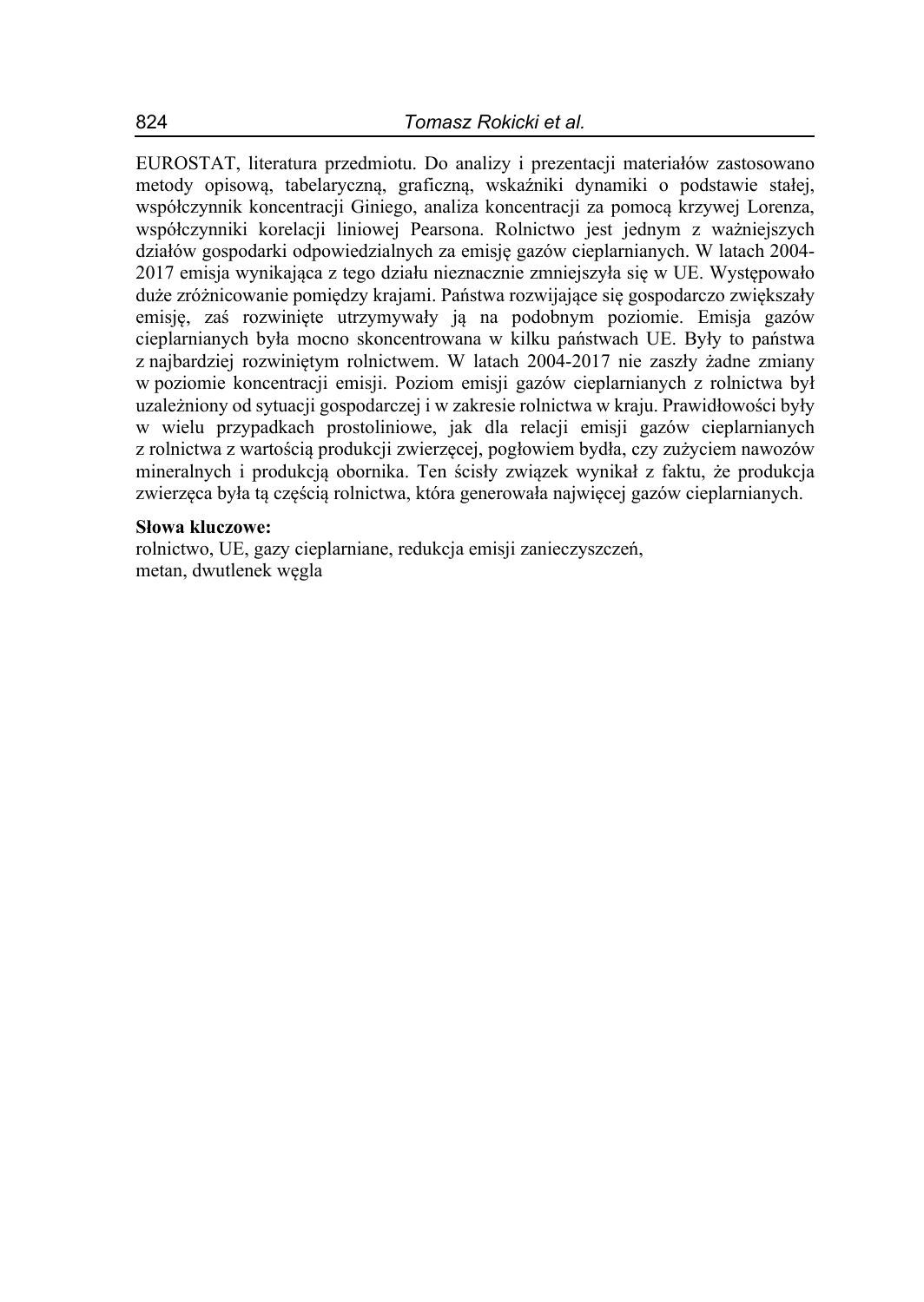EUROSTAT, literatura przedmiotu. Do analizy i prezentacji materiałów zastosowano metody opisową, tabelaryczną, graficzną, wskaźniki dynamiki o podstawie stałej, współczynnik koncentracji Giniego, analiza koncentracji za pomocą krzywej Lorenza, współczynniki korelacji liniowej Pearsona. Rolnictwo jest jednym z ważniejszych działów gospodarki odpowiedzialnych za emisję gazów cieplarnianych. W latach 2004-2017 emisja wynikająca z tego działu nieznacznie zmniejszyła się w UE. Występowało duże zróżnicowanie pomiędzy krajami. Państwa rozwijające się gospodarczo zwiększały emisję, zaś rozwinięte utrzymywały ją na podobnym poziomie. Emisja gazów cieplarnianych była mocno skoncentrowana w kilku państwach UE. Były to państwa z najbardziej rozwiniętym rolnictwem. W latach 2004-2017 nie zaszły żadne zmiany w poziomie koncentracji emisji. Poziom emisji gazów cieplarnianych z rolnictwa był uzależniony od sytuacji gospodarczej i w zakresie rolnictwa w kraju. Prawidłowości były w wielu przypadkach prostoliniowe, jak dla relacji emisji gazów cieplarnianych z rolnictwa z wartością produkcji zwierzęcej, pogłowiem bydła, czy zużyciem nawozów mineralnych i produkcją obornika. Ten ścisły związek wynikał z faktu, że produkcja zwierzęca była tą częścią rolnictwa, która generowała najwięcej gazów cieplarnianych.

**Słowa kluczowe:**
rolnictwo, UE, gazy cieplarniane, redukcja emisji zanieczyszczeń, metan, dwutlenek węgla